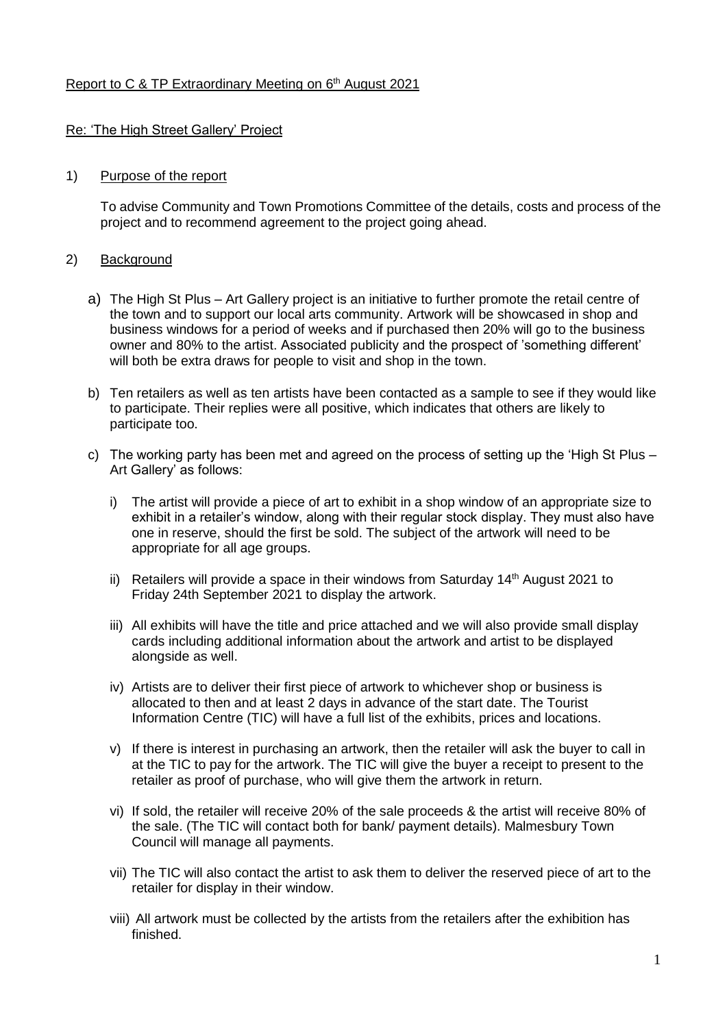Report to C & TP Extraordinary Meeting on 6th August 2021

Re: 'The High Street Gallery' Project

1) Purpose of the report

To advise Community and Town Promotions Committee of the details, costs and process of the project and to recommend agreement to the project going ahead.

2) Background

a) The High St Plus – Art Gallery project is an initiative to further promote the retail centre of the town and to support our local arts community. Artwork will be showcased in shop and business windows for a period of weeks and if purchased then 20% will go to the business owner and 80% to the artist. Associated publicity and the prospect of 'something different' will both be extra draws for people to visit and shop in the town.

b) Ten retailers as well as ten artists have been contacted as a sample to see if they would like to participate. Their replies were all positive, which indicates that others are likely to participate too.

c) The working party has been met and agreed on the process of setting up the 'High St Plus – Art Gallery' as follows:

i) The artist will provide a piece of art to exhibit in a shop window of an appropriate size to exhibit in a retailer's window, along with their regular stock display. They must also have one in reserve, should the first be sold. The subject of the artwork will need to be appropriate for all age groups.

ii) Retailers will provide a space in their windows from Saturday 14th August 2021 to Friday 24th September 2021 to display the artwork.

iii) All exhibits will have the title and price attached and we will also provide small display cards including additional information about the artwork and artist to be displayed alongside as well.

iv) Artists are to deliver their first piece of artwork to whichever shop or business is allocated to then and at least 2 days in advance of the start date. The Tourist Information Centre (TIC) will have a full list of the exhibits, prices and locations.

v) If there is interest in purchasing an artwork, then the retailer will ask the buyer to call in at the TIC to pay for the artwork. The TIC will give the buyer a receipt to present to the retailer as proof of purchase, who will give them the artwork in return.

vi) If sold, the retailer will receive 20% of the sale proceeds & the artist will receive 80% of the sale. (The TIC will contact both for bank/ payment details). Malmesbury Town Council will manage all payments.

vii) The TIC will also contact the artist to ask them to deliver the reserved piece of art to the retailer for display in their window.

viii) All artwork must be collected by the artists from the retailers after the exhibition has finished.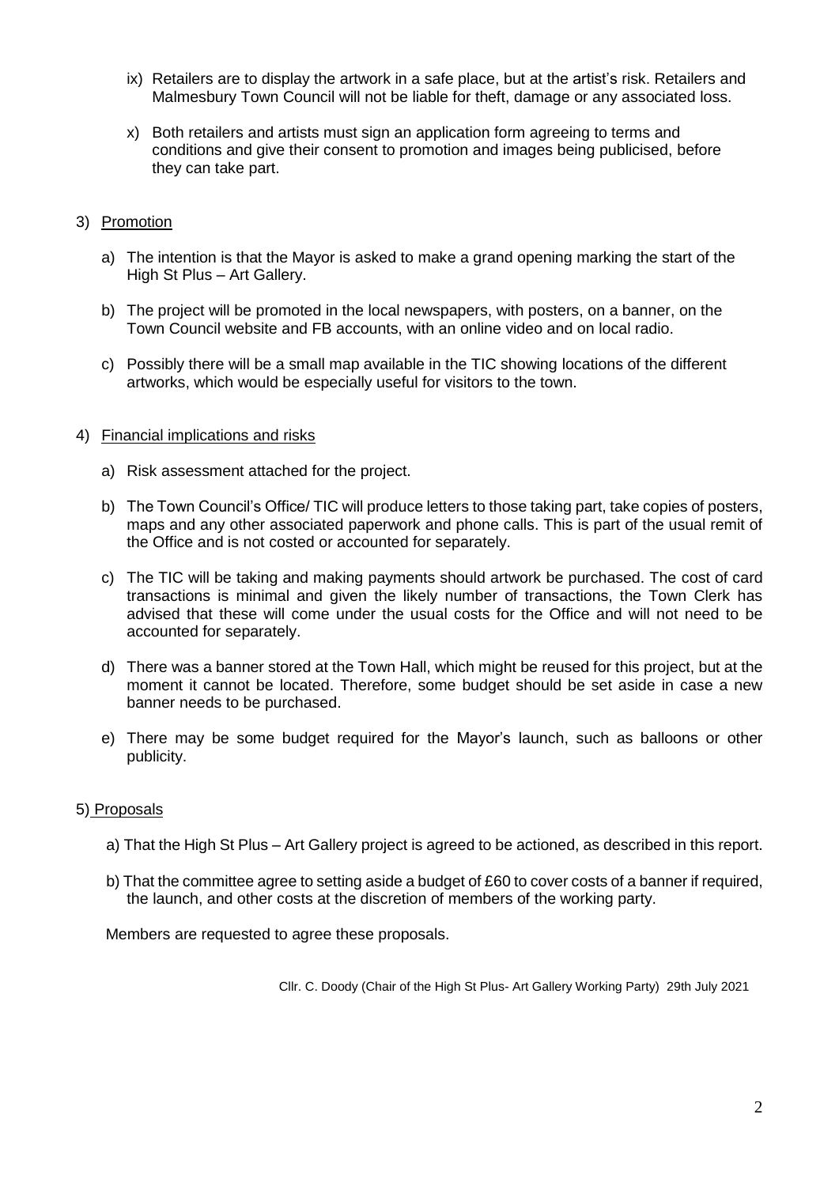ix) Retailers are to display the artwork in a safe place, but at the artist's risk. Retailers and Malmesbury Town Council will not be liable for theft, damage or any associated loss.

x) Both retailers and artists must sign an application form agreeing to terms and conditions and give their consent to promotion and images being publicised, before they can take part.

3) <u>Promotion</u>

a) The intention is that the Mayor is asked to make a grand opening marking the start of the High St Plus – Art Gallery.

b) The project will be promoted in the local newspapers, with posters, on a banner, on the Town Council website and FB accounts, with an online video and on local radio.

c) Possibly there will be a small map available in the TIC showing locations of the different artworks, which would be especially useful for visitors to the town.

4) <u>Financial implications and risks</u>

a) Risk assessment attached for the project.

b) The Town Council's Office/ TIC will produce letters to those taking part, take copies of posters, maps and any other associated paperwork and phone calls. This is part of the usual remit of the Office and is not costed or accounted for separately.

c) The TIC will be taking and making payments should artwork be purchased. The cost of card transactions is minimal and given the likely number of transactions, the Town Clerk has advised that these will come under the usual costs for the Office and will not need to be accounted for separately.

d) There was a banner stored at the Town Hall, which might be reused for this project, but at the moment it cannot be located. Therefore, some budget should be set aside in case a new banner needs to be purchased.

e) There may be some budget required for the Mayor's launch, such as balloons or other publicity.

5) <u>Proposals</u>

a) That the High St Plus – Art Gallery project is agreed to be actioned, as described in this report.

b) That the committee agree to setting aside a budget of £60 to cover costs of a banner if required, the launch, and other costs at the discretion of members of the working party.

Members are requested to agree these proposals.

Cllr. C. Doody (Chair of the High St Plus- Art Gallery Working Party) 29th July 2021